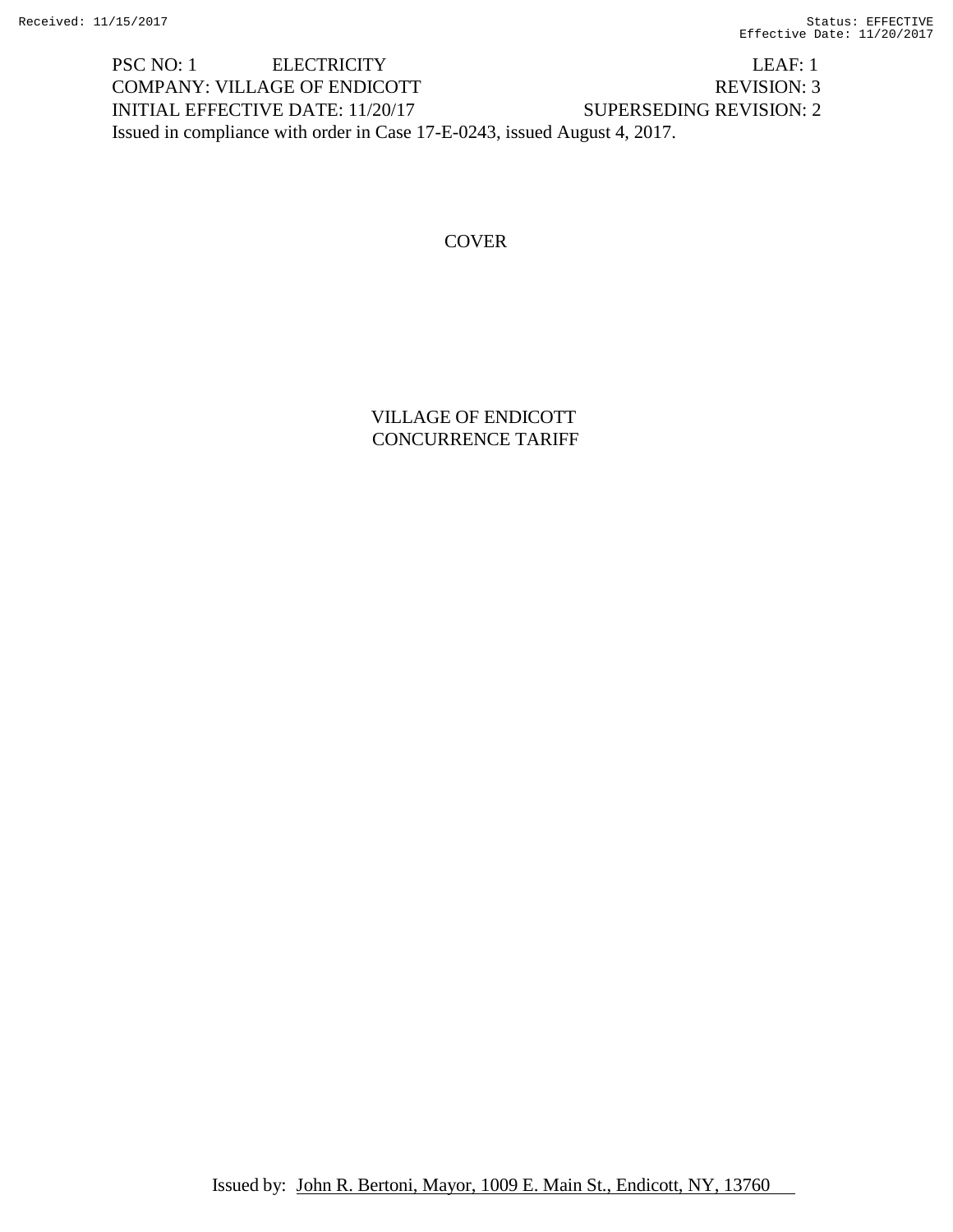PSC NO: 1 ELECTRICITY LEAF: 1
COMPANY: VILLAGE OF ENDICOTT REVISION: 3
INITIAL EFFECTIVE DATE: 11/20/17 SUPERSEDING REVISION: 2
Issued in compliance with order in Case 17-E-0243, issued August 4, 2017.

# COVER

## VILLAGE OF ENDICOTT
## CONCURRENCE TARIFF

Issued by: John R. Bertoni, Mayor, 1009 E. Main St., Endicott, NY, 13760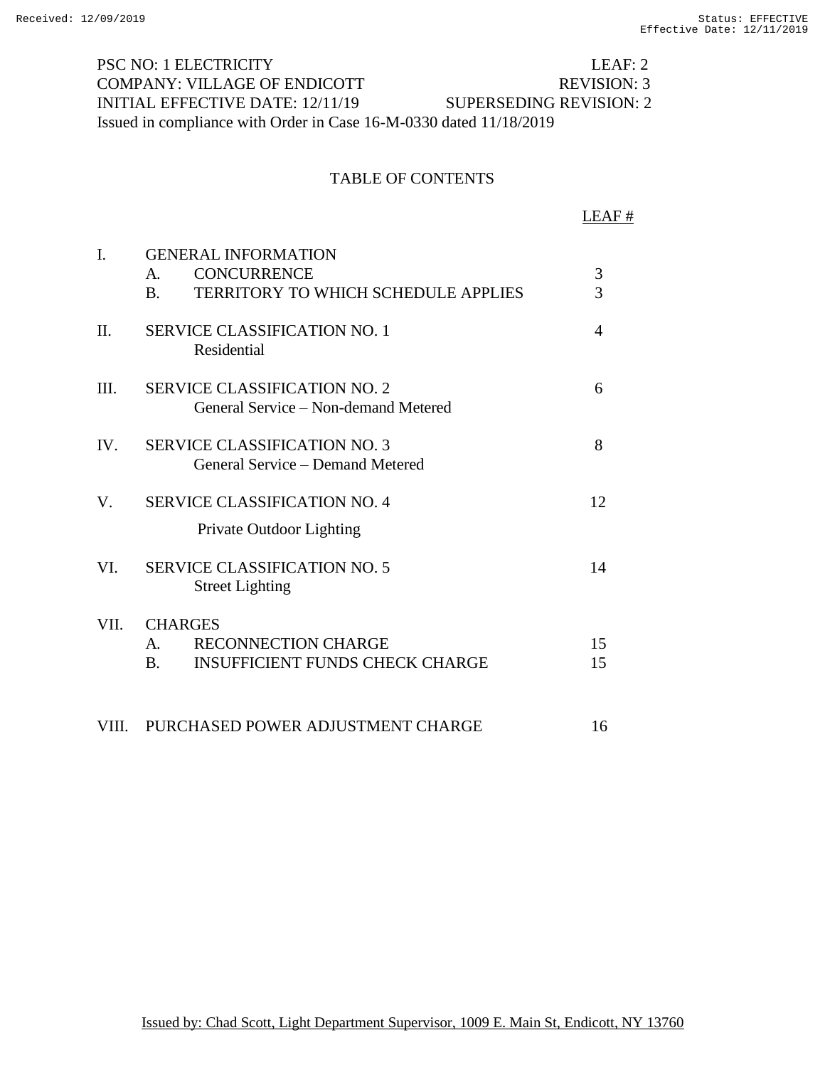PSC NO: 1 ELECTRICITY LEAF: 2
COMPANY: VILLAGE OF ENDICOTT REVISION: 3
INITIAL EFFECTIVE DATE: 12/11/19 SUPERSEDING REVISION: 2
Issued in compliance with Order in Case 16-M-0330 dated 11/18/2019

## TABLE OF CONTENTS

| | | LEAF # |
|---|---|---|
| I. | GENERAL INFORMATION | |
| | A. CONCURRENCE | 3 |
| | B. TERRITORY TO WHICH SCHEDULE APPLIES | 3 |
| II. | SERVICE CLASSIFICATION NO. 1<br>Residential | 4 |
| III. | SERVICE CLASSIFICATION NO. 2<br>General Service – Non-demand Metered | 6 |
| IV. | SERVICE CLASSIFICATION NO. 3<br>General Service – Demand Metered | 8 |
| V. | SERVICE CLASSIFICATION NO. 4<br>Private Outdoor Lighting | 12 |
| VI. | SERVICE CLASSIFICATION NO. 5<br>Street Lighting | 14 |
| VII. | CHARGES | |
| | A. RECONNECTION CHARGE | 15 |
| | B. INSUFFICIENT FUNDS CHECK CHARGE | 15 |
| VIII. | PURCHASED POWER ADJUSTMENT CHARGE | 16 |

Issued by: Chad Scott, Light Department Supervisor, 1009 E. Main St, Endicott, NY 13760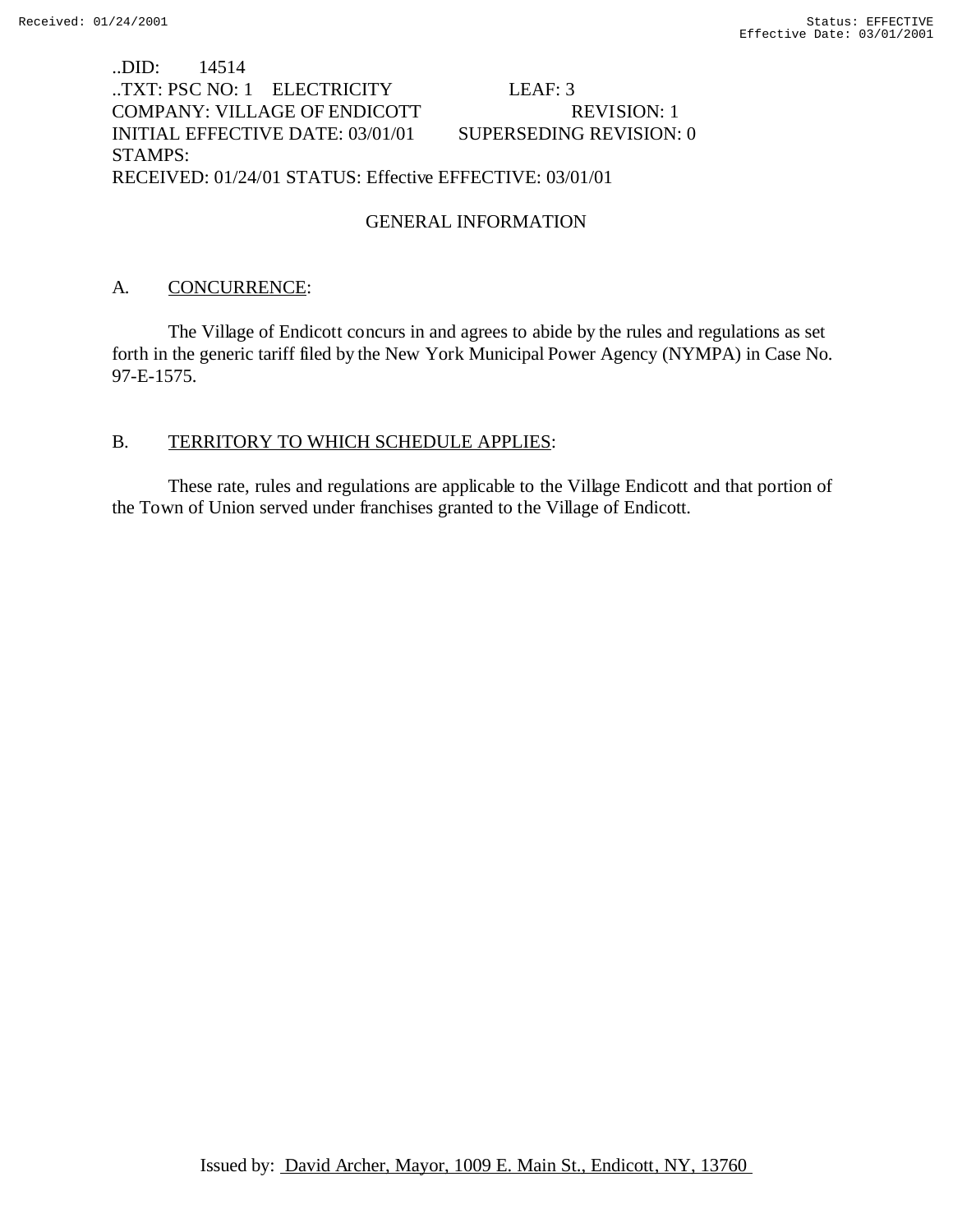..DID: 14514
..TXT: PSC NO: 1 ELECTRICITY LEAF: 3
COMPANY: VILLAGE OF ENDICOTT REVISION: 1
INITIAL EFFECTIVE DATE: 03/01/01 SUPERSEDING REVISION: 0
STAMPS:
RECEIVED: 01/24/01 STATUS: Effective EFFECTIVE: 03/01/01

## GENERAL INFORMATION

### A. CONCURRENCE:

The Village of Endicott concurs in and agrees to abide by the rules and regulations as set forth in the generic tariff filed by the New York Municipal Power Agency (NYMPA) in Case No. 97-E-1575.

### B. TERRITORY TO WHICH SCHEDULE APPLIES:

These rate, rules and regulations are applicable to the Village Endicott and that portion of the Town of Union served under franchises granted to the Village of Endicott.

Issued by: David Archer, Mayor, 1009 E. Main St., Endicott, NY, 13760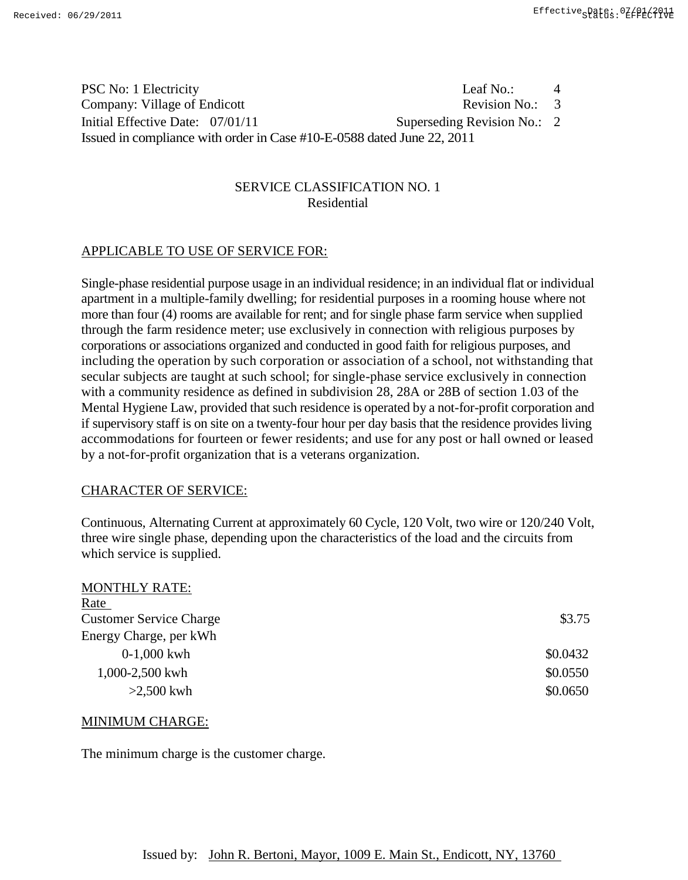PSC No: 1 Electricity | Leaf No.: 4
Company: Village of Endicott | Revision No.: 3
Initial Effective Date: 07/01/11 | Superseding Revision No.: 2
Issued in compliance with order in Case #10-E-0588 dated June 22, 2011

## SERVICE CLASSIFICATION NO. 1
### Residential

### APPLICABLE TO USE OF SERVICE FOR:

Single-phase residential purpose usage in an individual residence; in an individual flat or individual apartment in a multiple-family dwelling; for residential purposes in a rooming house where not more than four (4) rooms are available for rent; and for single phase farm service when supplied through the farm residence meter; use exclusively in connection with religious purposes by corporations or associations organized and conducted in good faith for religious purposes, and including the operation by such corporation or association of a school, not withstanding that secular subjects are taught at such school; for single-phase service exclusively in connection with a community residence as defined in subdivision 28, 28A or 28B of section 1.03 of the Mental Hygiene Law, provided that such residence is operated by a not-for-profit corporation and if supervisory staff is on site on a twenty-four hour per day basis that the residence provides living accommodations for fourteen or fewer residents; and use for any post or hall owned or leased by a not-for-profit organization that is a veterans organization.

### CHARACTER OF SERVICE:

Continuous, Alternating Current at approximately 60 Cycle, 120 Volt, two wire or 120/240 Volt, three wire single phase, depending upon the characteristics of the load and the circuits from which service is supplied.

### MONTHLY RATE:

| Rate | |
|---|---|
| Customer Service Charge | $3.75 |
| Energy Charge, per kWh | |
| 0-1,000 kwh | $0.0432 |
| 1,000-2,500 kwh | $0.0550 |
| >2,500 kwh | $0.0650 |

### MINIMUM CHARGE:

The minimum charge is the customer charge.

Issued by: John R. Bertoni, Mayor, 1009 E. Main St., Endicott, NY, 13760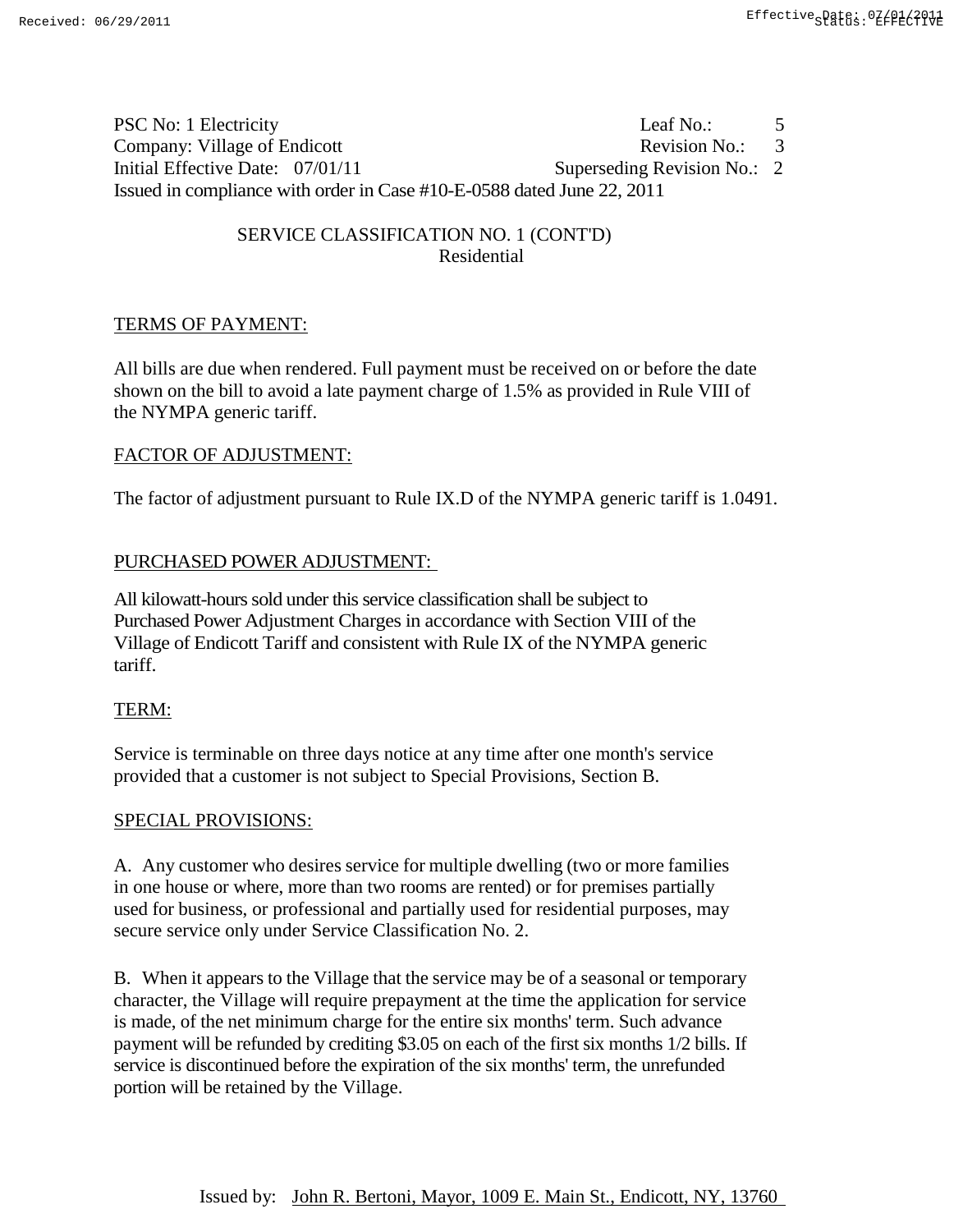PSC No: 1 Electricity Leaf No.: 5
Company: Village of Endicott Revision No.: 3
Initial Effective Date: 07/01/11 Superseding Revision No.: 2
Issued in compliance with order in Case #10-E-0588 dated June 22, 2011

SERVICE CLASSIFICATION NO. 1 (CONT'D)
Residential

TERMS OF PAYMENT:

All bills are due when rendered. Full payment must be received on or before the date shown on the bill to avoid a late payment charge of 1.5% as provided in Rule VIII of the NYMPA generic tariff.

FACTOR OF ADJUSTMENT:

The factor of adjustment pursuant to Rule IX.D of the NYMPA generic tariff is 1.0491.

PURCHASED POWER ADJUSTMENT:

All kilowatt-hours sold under this service classification shall be subject to Purchased Power Adjustment Charges in accordance with Section VIII of the Village of Endicott Tariff and consistent with Rule IX of the NYMPA generic tariff.

TERM:

Service is terminable on three days notice at any time after one month's service provided that a customer is not subject to Special Provisions, Section B.

SPECIAL PROVISIONS:

A. Any customer who desires service for multiple dwelling (two or more families in one house or where, more than two rooms are rented) or for premises partially used for business, or professional and partially used for residential purposes, may secure service only under Service Classification No. 2.

B. When it appears to the Village that the service may be of a seasonal or temporary character, the Village will require prepayment at the time the application for service is made, of the net minimum charge for the entire six months' term. Such advance payment will be refunded by crediting $3.05 on each of the first six months 1/2 bills. If service is discontinued before the expiration of the six months' term, the unrefunded portion will be retained by the Village.

Issued by: John R. Bertoni, Mayor, 1009 E. Main St., Endicott, NY, 13760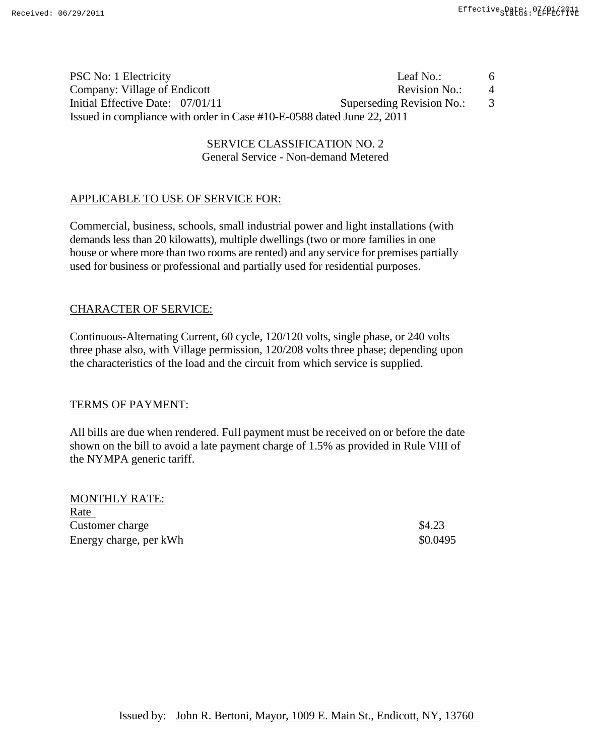PSC No: 1 Electricity  
Company: Village of Endicott  
Initial Effective Date: 07/01/11  
Issued in compliance with order in Case #10-E-0588 dated June 22, 2011

Leaf No.: 6  
Revision No.: 4  
Superseding Revision No.: 3

## SERVICE CLASSIFICATION NO. 2
### General Service - Non-demand Metered

**APPLICABLE TO USE OF SERVICE FOR:**

Commercial, business, schools, small industrial power and light installations (with demands less than 20 kilowatts), multiple dwellings (two or more families in one house or where more than two rooms are rented) and any service for premises partially used for business or professional and partially used for residential purposes.

**CHARACTER OF SERVICE:**

Continuous-Alternating Current, 60 cycle, 120/120 volts, single phase, or 240 volts three phase also, with Village permission, 120/208 volts three phase; depending upon the characteristics of the load and the circuit from which service is supplied.

**TERMS OF PAYMENT:**

All bills are due when rendered. Full payment must be received on or before the date shown on the bill to avoid a late payment charge of 1.5% as provided in Rule VIII of the NYMPA generic tariff.

**MONTHLY RATE:**

| Rate | |
|---|---|
| Customer charge | $4.23 |
| Energy charge, per kWh | $0.0495 |

Issued by: John R. Bertoni, Mayor, 1009 E. Main St., Endicott, NY, 13760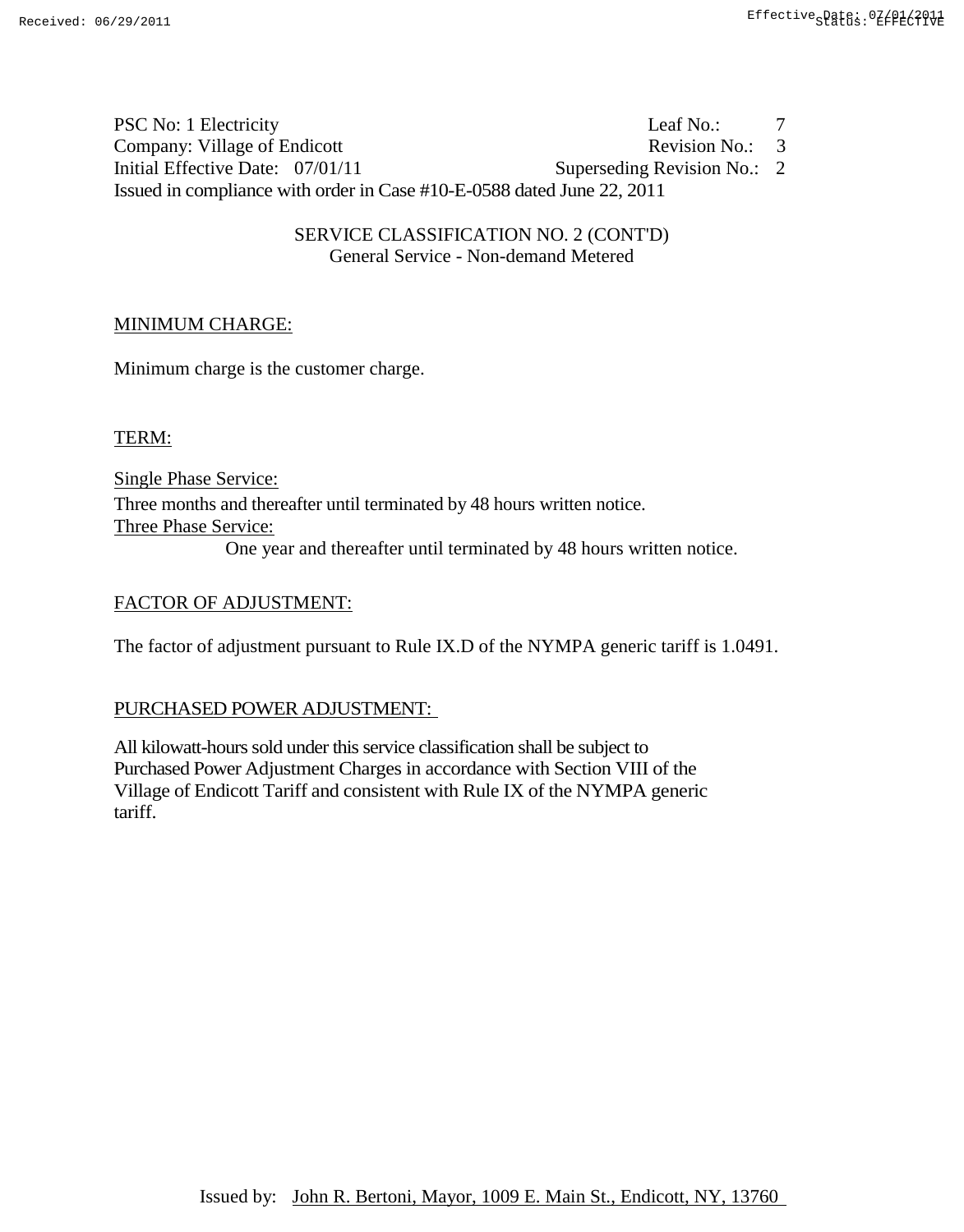PSC No: 1 Electricity | Leaf No.: 7
Company: Village of Endicott | Revision No.: 3
Initial Effective Date: 07/01/11 | Superseding Revision No.: 2
Issued in compliance with order in Case #10-E-0588 dated June 22, 2011

SERVICE CLASSIFICATION NO. 2 (CONT'D)
General Service - Non-demand Metered

## MINIMUM CHARGE:

Minimum charge is the customer charge.

## TERM:

Single Phase Service:
Three months and thereafter until terminated by 48 hours written notice.

Three Phase Service:
One year and thereafter until terminated by 48 hours written notice.

## FACTOR OF ADJUSTMENT:

The factor of adjustment pursuant to Rule IX.D of the NYMPA generic tariff is 1.0491.

## PURCHASED POWER ADJUSTMENT:

All kilowatt-hours sold under this service classification shall be subject to Purchased Power Adjustment Charges in accordance with Section VIII of the Village of Endicott Tariff and consistent with Rule IX of the NYMPA generic tariff.

Issued by: John R. Bertoni, Mayor, 1009 E. Main St., Endicott, NY, 13760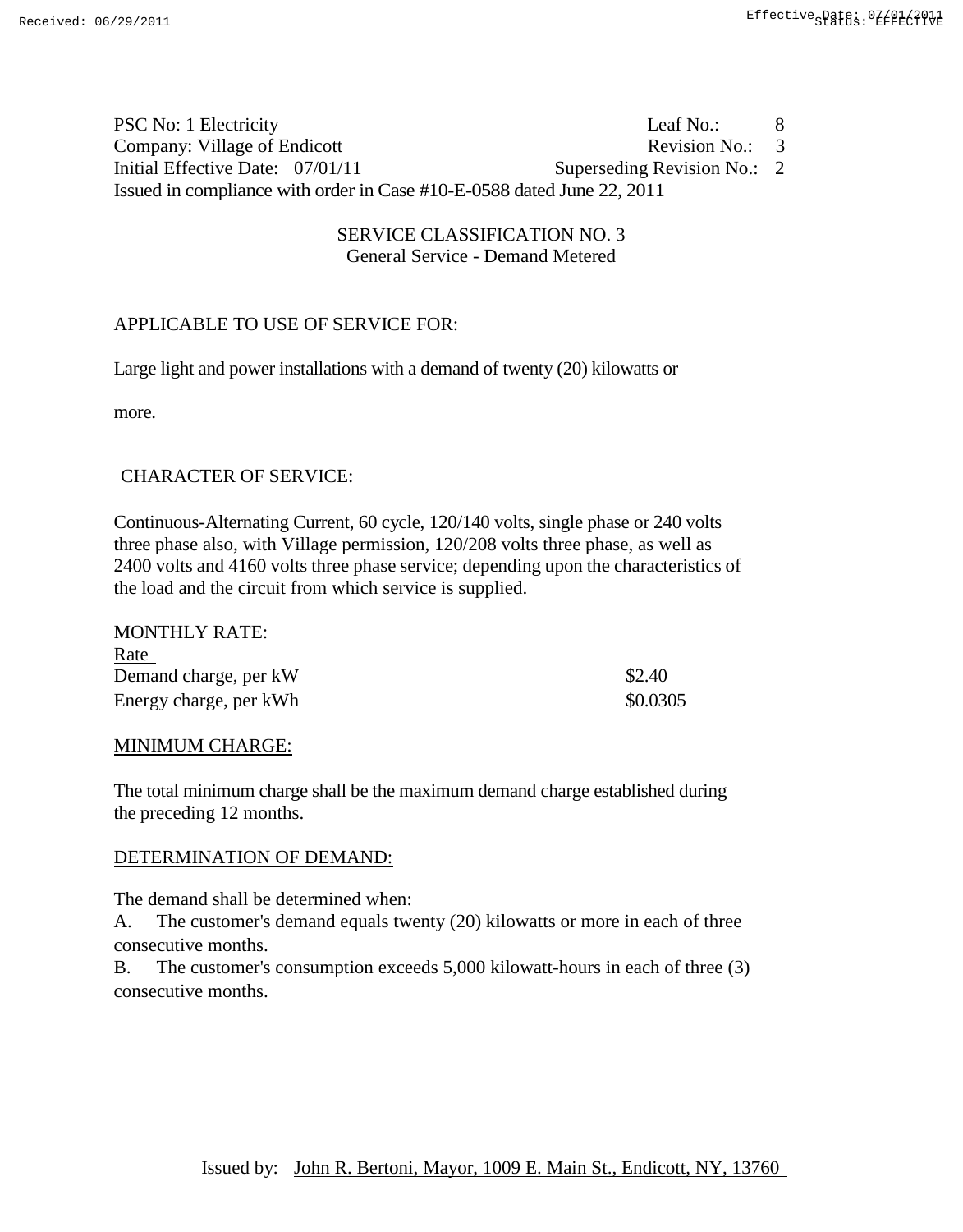PSC No: 1 Electricity | Leaf No.: 8
Company: Village of Endicott | Revision No.: 3
Initial Effective Date: 07/01/11 | Superseding Revision No.: 2
Issued in compliance with order in Case #10-E-0588 dated June 22, 2011

## SERVICE CLASSIFICATION NO. 3
### General Service - Demand Metered

APPLICABLE TO USE OF SERVICE FOR:

Large light and power installations with a demand of twenty (20) kilowatts or more.

CHARACTER OF SERVICE:

Continuous-Alternating Current, 60 cycle, 120/140 volts, single phase or 240 volts three phase also, with Village permission, 120/208 volts three phase, as well as 2400 volts and 4160 volts three phase service; depending upon the characteristics of the load and the circuit from which service is supplied.

MONTHLY RATE:

| Rate | |
|---|---|
| Demand charge, per kW | $2.40 |
| Energy charge, per kWh | $0.0305 |

MINIMUM CHARGE:

The total minimum charge shall be the maximum demand charge established during the preceding 12 months.

DETERMINATION OF DEMAND:

The demand shall be determined when:

A. The customer's demand equals twenty (20) kilowatts or more in each of three consecutive months.

B. The customer's consumption exceeds 5,000 kilowatt-hours in each of three (3) consecutive months.

Issued by: John R. Bertoni, Mayor, 1009 E. Main St., Endicott, NY, 13760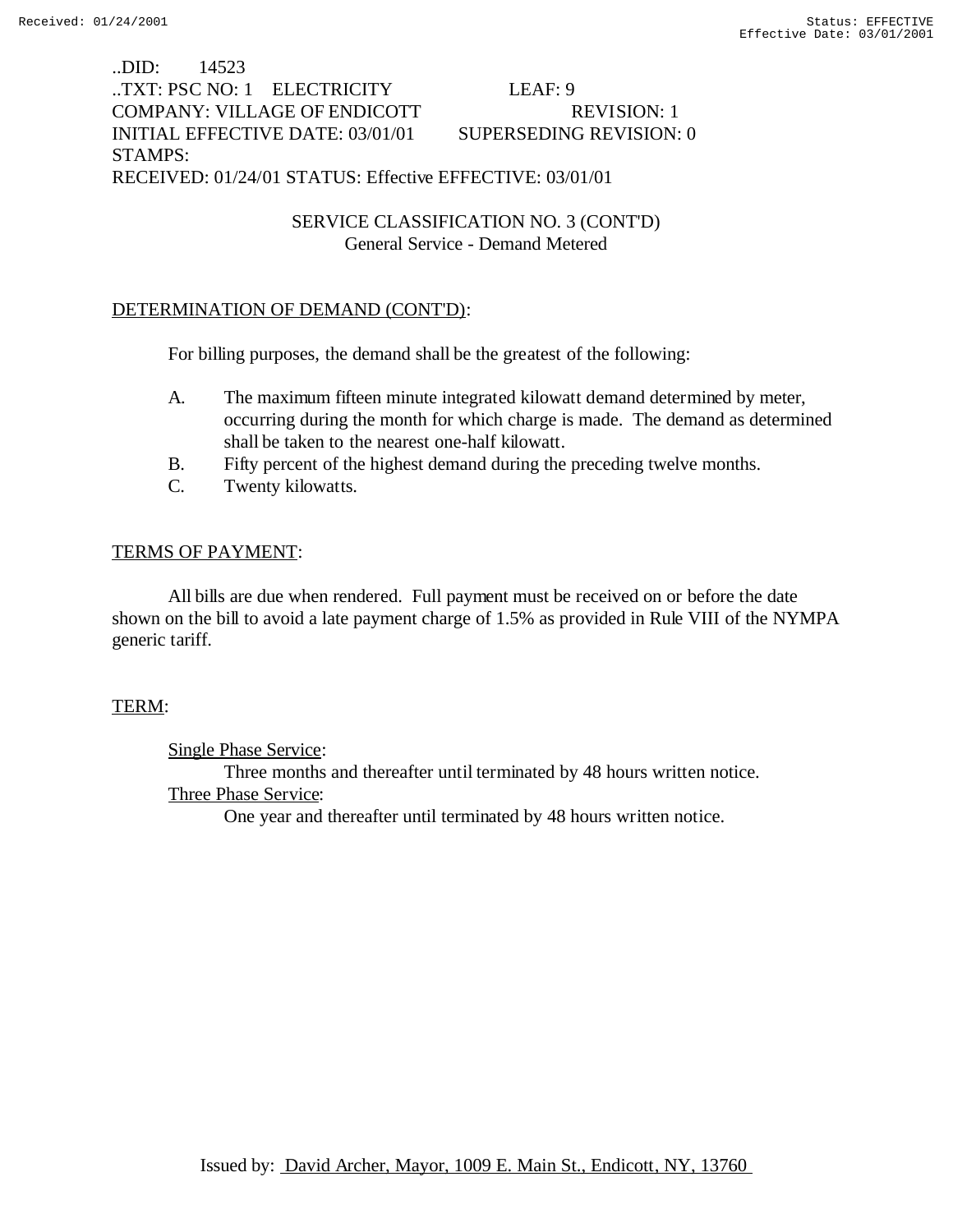..DID: 14523
..TXT: PSC NO: 1 ELECTRICITY LEAF: 9
COMPANY: VILLAGE OF ENDICOTT REVISION: 1
INITIAL EFFECTIVE DATE: 03/01/01 SUPERSEDING REVISION: 0
STAMPS:
RECEIVED: 01/24/01 STATUS: Effective EFFECTIVE: 03/01/01

## SERVICE CLASSIFICATION NO. 3 (CONT'D)
General Service - Demand Metered

### DETERMINATION OF DEMAND (CONT'D):

For billing purposes, the demand shall be the greatest of the following:

A. The maximum fifteen minute integrated kilowatt demand determined by meter, occurring during the month for which charge is made. The demand as determined shall be taken to the nearest one-half kilowatt.
B. Fifty percent of the highest demand during the preceding twelve months.
C. Twenty kilowatts.

### TERMS OF PAYMENT:

All bills are due when rendered. Full payment must be received on or before the date shown on the bill to avoid a late payment charge of 1.5% as provided in Rule VIII of the NYMPA generic tariff.

### TERM:

Single Phase Service:
Three months and thereafter until terminated by 48 hours written notice.
Three Phase Service:
One year and thereafter until terminated by 48 hours written notice.

Issued by: David Archer, Mayor, 1009 E. Main St., Endicott, NY, 13760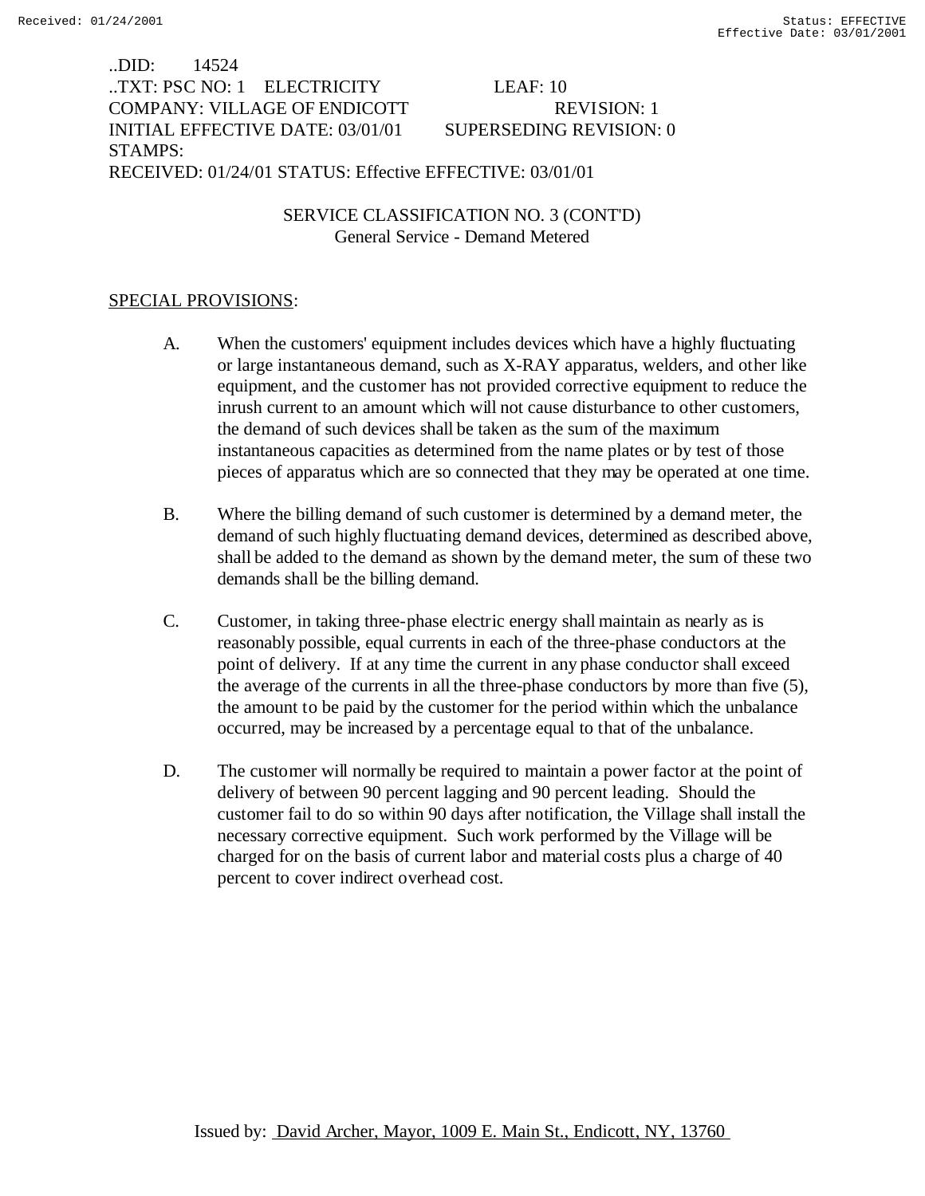..DID: 14524
..TXT: PSC NO: 1 ELECTRICITY LEAF: 10
COMPANY: VILLAGE OF ENDICOTT REVISION: 1
INITIAL EFFECTIVE DATE: 03/01/01 SUPERSEDING REVISION: 0
STAMPS:
RECEIVED: 01/24/01 STATUS: Effective EFFECTIVE: 03/01/01

SERVICE CLASSIFICATION NO. 3 (CONT'D)
General Service - Demand Metered

SPECIAL PROVISIONS:

A. When the customers' equipment includes devices which have a highly fluctuating or large instantaneous demand, such as X-RAY apparatus, welders, and other like equipment, and the customer has not provided corrective equipment to reduce the inrush current to an amount which will not cause disturbance to other customers, the demand of such devices shall be taken as the sum of the maximum instantaneous capacities as determined from the name plates or by test of those pieces of apparatus which are so connected that they may be operated at one time.

B. Where the billing demand of such customer is determined by a demand meter, the demand of such highly fluctuating demand devices, determined as described above, shall be added to the demand as shown by the demand meter, the sum of these two demands shall be the billing demand.

C. Customer, in taking three-phase electric energy shall maintain as nearly as is reasonably possible, equal currents in each of the three-phase conductors at the point of delivery. If at any time the current in any phase conductor shall exceed the average of the currents in all the three-phase conductors by more than five (5), the amount to be paid by the customer for the period within which the unbalance occurred, may be increased by a percentage equal to that of the unbalance.

D. The customer will normally be required to maintain a power factor at the point of delivery of between 90 percent lagging and 90 percent leading. Should the customer fail to do so within 90 days after notification, the Village shall install the necessary corrective equipment. Such work performed by the Village will be charged for on the basis of current labor and material costs plus a charge of 40 percent to cover indirect overhead cost.

Issued by: David Archer, Mayor, 1009 E. Main St., Endicott, NY, 13760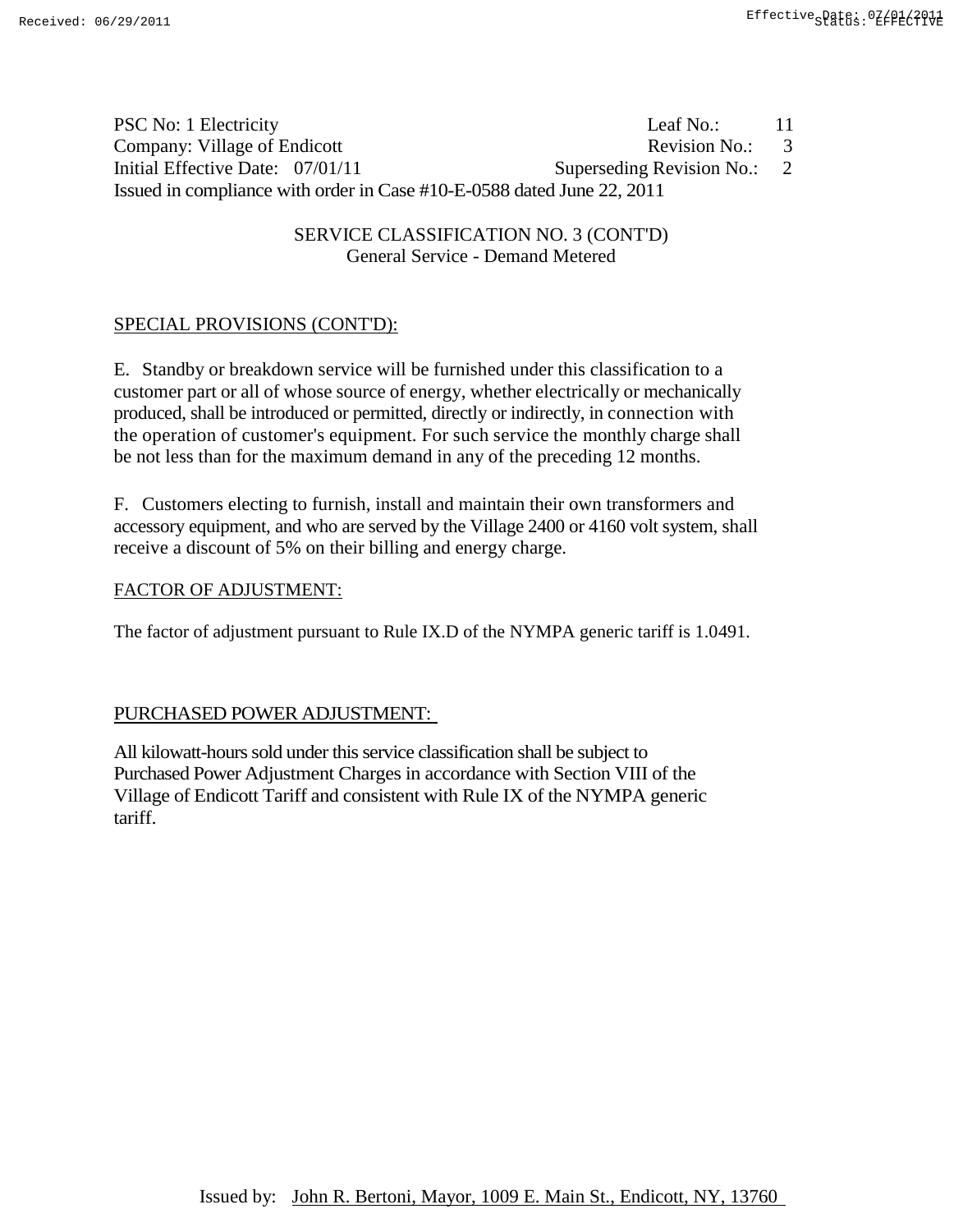PSC No: 1 Electricity | Leaf No.: 11
Company: Village of Endicott | Revision No.: 3
Initial Effective Date: 07/01/11 | Superseding Revision No.: 2
Issued in compliance with order in Case #10-E-0588 dated June 22, 2011

## SERVICE CLASSIFICATION NO. 3 (CONT'D)
General Service - Demand Metered

### SPECIAL PROVISIONS (CONT'D):

E. Standby or breakdown service will be furnished under this classification to a customer part or all of whose source of energy, whether electrically or mechanically produced, shall be introduced or permitted, directly or indirectly, in connection with the operation of customer's equipment. For such service the monthly charge shall be not less than for the maximum demand in any of the preceding 12 months.

F. Customers electing to furnish, install and maintain their own transformers and accessory equipment, and who are served by the Village 2400 or 4160 volt system, shall receive a discount of 5% on their billing and energy charge.

### FACTOR OF ADJUSTMENT:

The factor of adjustment pursuant to Rule IX.D of the NYMPA generic tariff is 1.0491.

### PURCHASED POWER ADJUSTMENT:

All kilowatt-hours sold under this service classification shall be subject to Purchased Power Adjustment Charges in accordance with Section VIII of the Village of Endicott Tariff and consistent with Rule IX of the NYMPA generic tariff.

Issued by: John R. Bertoni, Mayor, 1009 E. Main St., Endicott, NY, 13760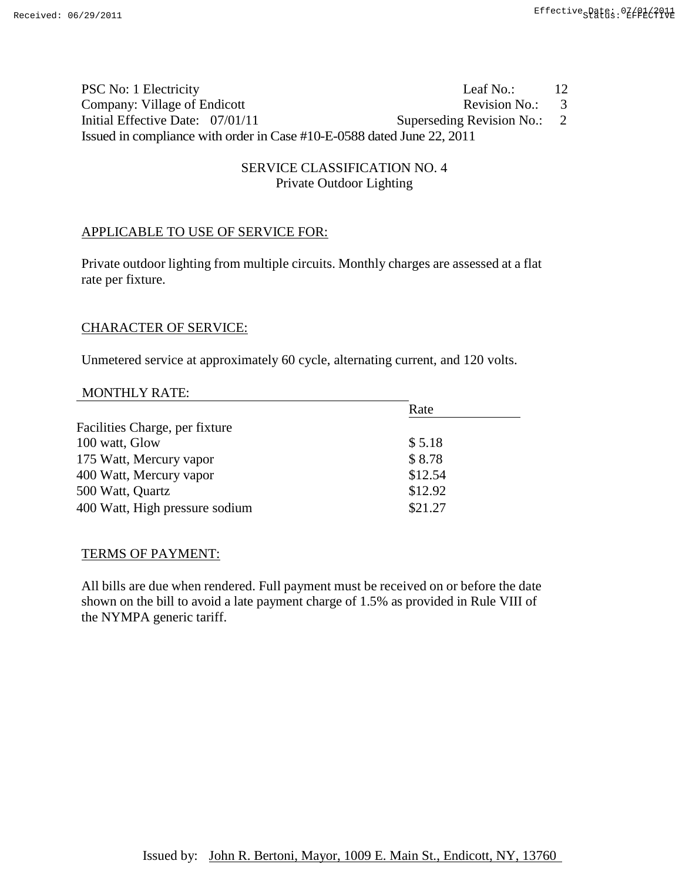PSC No: 1 Electricity  
Company: Village of Endicott  
Initial Effective Date: 07/01/11  
Issued in compliance with order in Case #10-E-0588 dated June 22, 2011

Leaf No.: 12  
Revision No.: 3  
Superseding Revision No.: 2

## SERVICE CLASSIFICATION NO. 4
### Private Outdoor Lighting

APPLICABLE TO USE OF SERVICE FOR:

Private outdoor lighting from multiple circuits. Monthly charges are assessed at a flat rate per fixture.

CHARACTER OF SERVICE:

Unmetered service at approximately 60 cycle, alternating current, and 120 volts.

MONTHLY RATE:

| | Rate |
|---|---|
| Facilities Charge, per fixture | |
| 100 watt, Glow | $ 5.18 |
| 175 Watt, Mercury vapor | $ 8.78 |
| 400 Watt, Mercury vapor | $12.54 |
| 500 Watt, Quartz | $12.92 |
| 400 Watt, High pressure sodium | $21.27 |

TERMS OF PAYMENT:

All bills are due when rendered. Full payment must be received on or before the date shown on the bill to avoid a late payment charge of 1.5% as provided in Rule VIII of the NYMPA generic tariff.

Issued by: John R. Bertoni, Mayor, 1009 E. Main St., Endicott, NY, 13760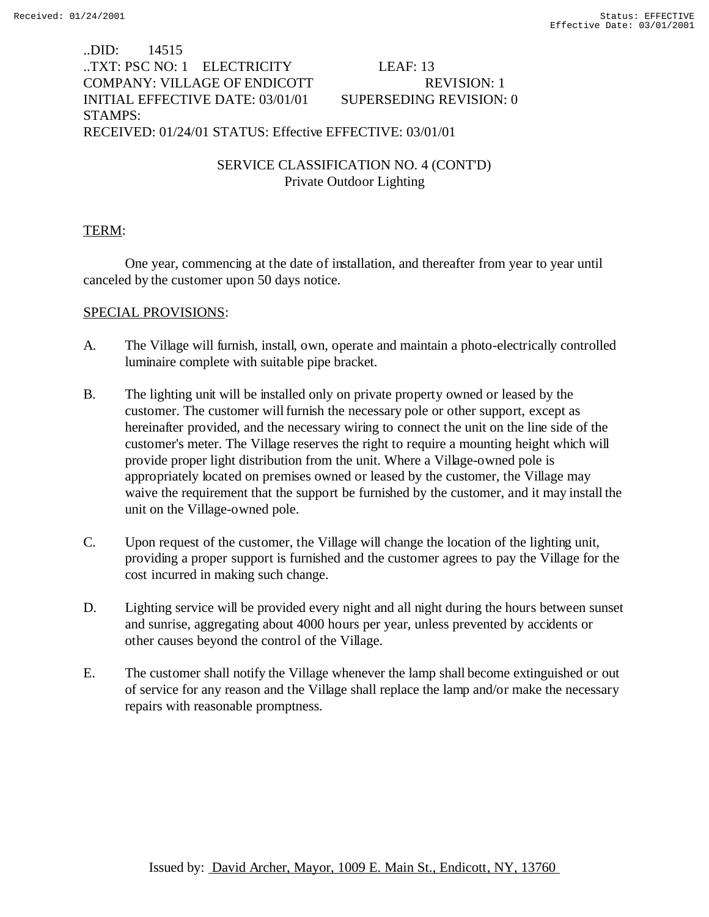..DID: 14515
..TXT: PSC NO: 1 ELECTRICITY LEAF: 13
COMPANY: VILLAGE OF ENDICOTT REVISION: 1
INITIAL EFFECTIVE DATE: 03/01/01 SUPERSEDING REVISION: 0
STAMPS:
RECEIVED: 01/24/01 STATUS: Effective EFFECTIVE: 03/01/01

## SERVICE CLASSIFICATION NO. 4 (CONT'D)
### Private Outdoor Lighting

TERM:

One year, commencing at the date of installation, and thereafter from year to year until canceled by the customer upon 50 days notice.

SPECIAL PROVISIONS:

A. The Village will furnish, install, own, operate and maintain a photo-electrically controlled luminaire complete with suitable pipe bracket.

B. The lighting unit will be installed only on private property owned or leased by the customer. The customer will furnish the necessary pole or other support, except as hereinafter provided, and the necessary wiring to connect the unit on the line side of the customer's meter. The Village reserves the right to require a mounting height which will provide proper light distribution from the unit. Where a Village-owned pole is appropriately located on premises owned or leased by the customer, the Village may waive the requirement that the support be furnished by the customer, and it may install the unit on the Village-owned pole.

C. Upon request of the customer, the Village will change the location of the lighting unit, providing a proper support is furnished and the customer agrees to pay the Village for the cost incurred in making such change.

D. Lighting service will be provided every night and all night during the hours between sunset and sunrise, aggregating about 4000 hours per year, unless prevented by accidents or other causes beyond the control of the Village.

E. The customer shall notify the Village whenever the lamp shall become extinguished or out of service for any reason and the Village shall replace the lamp and/or make the necessary repairs with reasonable promptness.

Issued by: David Archer, Mayor, 1009 E. Main St., Endicott, NY, 13760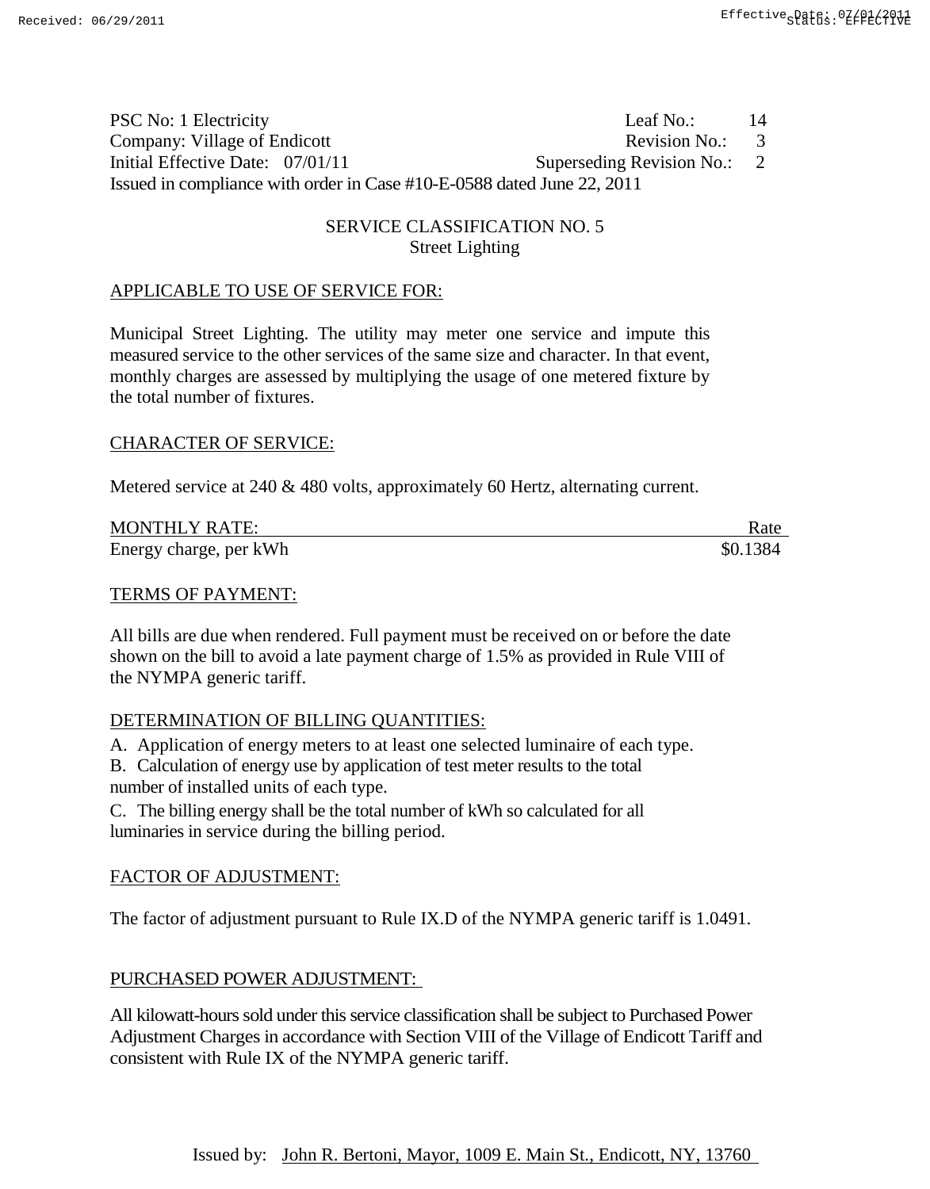PSC No: 1 Electricity | Leaf No.: 14
Company: Village of Endicott | Revision No.: 3
Initial Effective Date: 07/01/11 | Superseding Revision No.: 2
Issued in compliance with order in Case #10-E-0588 dated June 22, 2011

## SERVICE CLASSIFICATION NO. 5
### Street Lighting

**APPLICABLE TO USE OF SERVICE FOR:**

Municipal Street Lighting. The utility may meter one service and impute this measured service to the other services of the same size and character. In that event, monthly charges are assessed by multiplying the usage of one metered fixture by the total number of fixtures.

**CHARACTER OF SERVICE:**

Metered service at 240 & 480 volts, approximately 60 Hertz, alternating current.

| MONTHLY RATE: | Rate |
|---|---|
| Energy charge, per kWh | $0.1384 |

**TERMS OF PAYMENT:**

All bills are due when rendered. Full payment must be received on or before the date shown on the bill to avoid a late payment charge of 1.5% as provided in Rule VIII of the NYMPA generic tariff.

**DETERMINATION OF BILLING QUANTITIES:**

A. Application of energy meters to at least one selected luminaire of each type.

B. Calculation of energy use by application of test meter results to the total number of installed units of each type.

C. The billing energy shall be the total number of kWh so calculated for all luminaries in service during the billing period.

**FACTOR OF ADJUSTMENT:**

The factor of adjustment pursuant to Rule IX.D of the NYMPA generic tariff is 1.0491.

**PURCHASED POWER ADJUSTMENT:**

All kilowatt-hours sold under this service classification shall be subject to Purchased Power Adjustment Charges in accordance with Section VIII of the Village of Endicott Tariff and consistent with Rule IX of the NYMPA generic tariff.

Issued by: John R. Bertoni, Mayor, 1009 E. Main St., Endicott, NY, 13760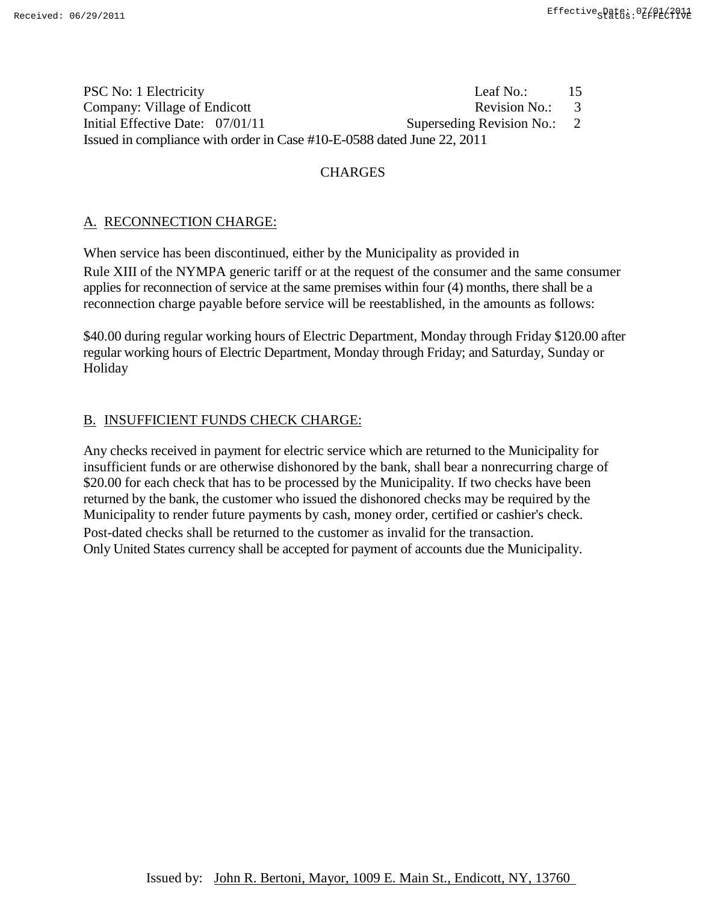PSC No: 1 Electricity Leaf No.: 15
Company: Village of Endicott Revision No.: 3
Initial Effective Date: 07/01/11 Superseding Revision No.: 2
Issued in compliance with order in Case #10-E-0588 dated June 22, 2011

## CHARGES

### A. RECONNECTION CHARGE:

When service has been discontinued, either by the Municipality as provided in Rule XIII of the NYMPA generic tariff or at the request of the consumer and the same consumer applies for reconnection of service at the same premises within four (4) months, there shall be a reconnection charge payable before service will be reestablished, in the amounts as follows:

$40.00 during regular working hours of Electric Department, Monday through Friday $120.00 after regular working hours of Electric Department, Monday through Friday; and Saturday, Sunday or Holiday

### B. INSUFFICIENT FUNDS CHECK CHARGE:

Any checks received in payment for electric service which are returned to the Municipality for insufficient funds or are otherwise dishonored by the bank, shall bear a nonrecurring charge of $20.00 for each check that has to be processed by the Municipality. If two checks have been returned by the bank, the customer who issued the dishonored checks may be required by the Municipality to render future payments by cash, money order, certified or cashier's check. Post-dated checks shall be returned to the customer as invalid for the transaction. Only United States currency shall be accepted for payment of accounts due the Municipality.

Issued by: John R. Bertoni, Mayor, 1009 E. Main St., Endicott, NY, 13760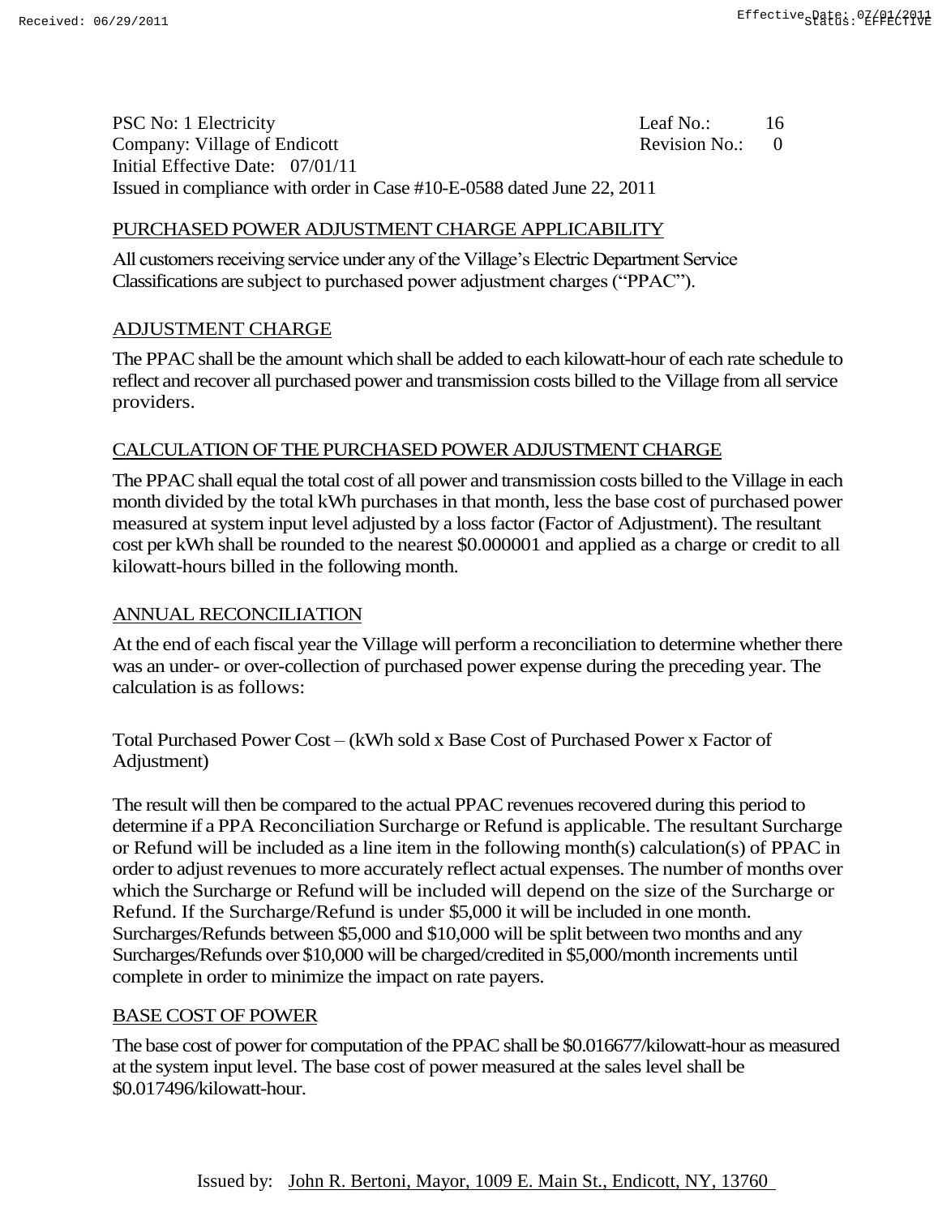PSC No: 1 Electricity | Leaf No.: 16
Company: Village of Endicott | Revision No.: 0
Initial Effective Date: 07/01/11
Issued in compliance with order in Case #10-E-0588 dated June 22, 2011

## PURCHASED POWER ADJUSTMENT CHARGE APPLICABILITY

All customers receiving service under any of the Village's Electric Department Service Classifications are subject to purchased power adjustment charges ("PPAC").

## ADJUSTMENT CHARGE

The PPAC shall be the amount which shall be added to each kilowatt-hour of each rate schedule to reflect and recover all purchased power and transmission costs billed to the Village from all service providers.

## CALCULATION OF THE PURCHASED POWER ADJUSTMENT CHARGE

The PPAC shall equal the total cost of all power and transmission costs billed to the Village in each month divided by the total kWh purchases in that month, less the base cost of purchased power measured at system input level adjusted by a loss factor (Factor of Adjustment). The resultant cost per kWh shall be rounded to the nearest $0.000001 and applied as a charge or credit to all kilowatt-hours billed in the following month.

## ANNUAL RECONCILIATION

At the end of each fiscal year the Village will perform a reconciliation to determine whether there was an under- or over-collection of purchased power expense during the preceding year. The calculation is as follows:

Total Purchased Power Cost – (kWh sold x Base Cost of Purchased Power x Factor of Adjustment)

The result will then be compared to the actual PPAC revenues recovered during this period to determine if a PPA Reconciliation Surcharge or Refund is applicable. The resultant Surcharge or Refund will be included as a line item in the following month(s) calculation(s) of PPAC in order to adjust revenues to more accurately reflect actual expenses. The number of months over which the Surcharge or Refund will be included will depend on the size of the Surcharge or Refund. If the Surcharge/Refund is under $5,000 it will be included in one month. Surcharges/Refunds between $5,000 and $10,000 will be split between two months and any Surcharges/Refunds over $10,000 will be charged/credited in $5,000/month increments until complete in order to minimize the impact on rate payers.

## BASE COST OF POWER

The base cost of power for computation of the PPAC shall be $0.016677/kilowatt-hour as measured at the system input level. The base cost of power measured at the sales level shall be $0.017496/kilowatt-hour.

Issued by: John R. Bertoni, Mayor, 1009 E. Main St., Endicott, NY, 13760